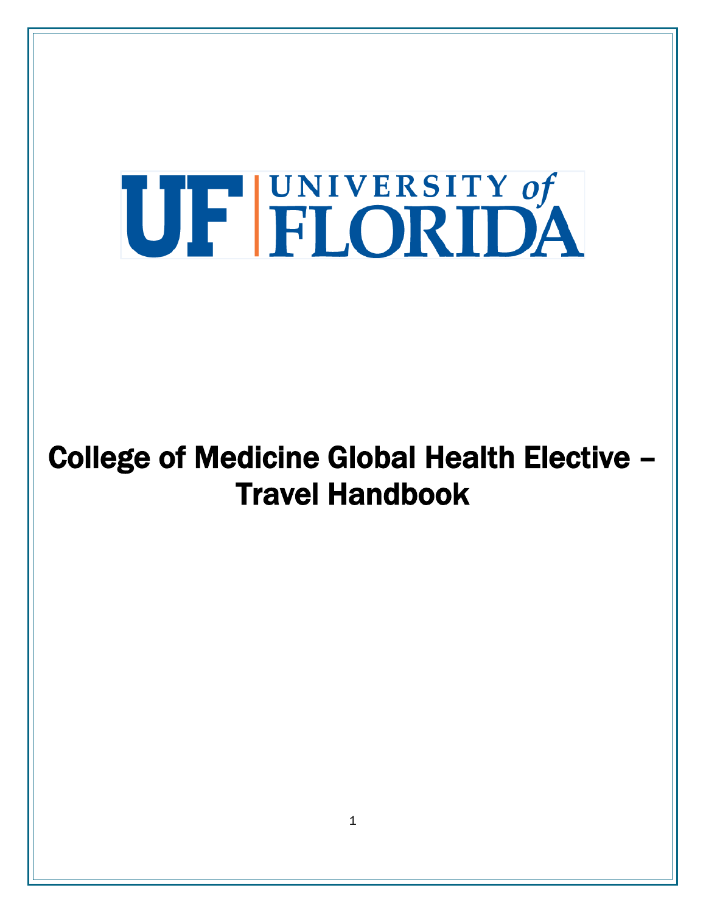UF | UNIVERSITY of FLORIDA

# College of Medicine Global Health Elective – Travel Handbook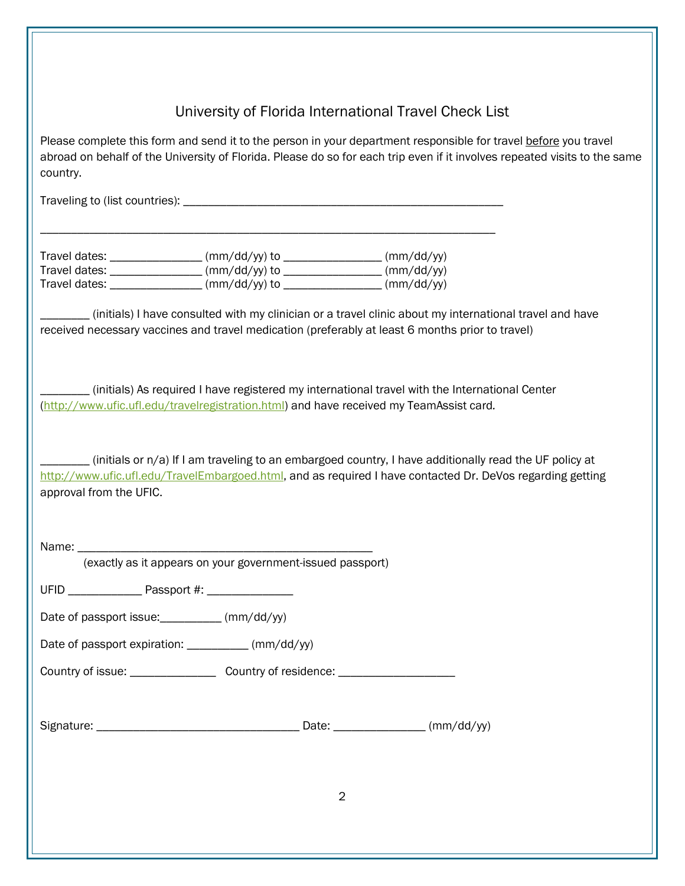# University of Florida International Travel Check List

Please complete this form and send it to the person in your department responsible for travel before you travel abroad on behalf of the University of Florida. Please do so for each trip even if it involves repeated visits to the same country.

Traveling to (list countries): ____________________________________________________

_____________________________________________________________________________

Travel dates: _______________ (mm/dd/yy) to ________________ (mm/dd/yy)
Travel dates: _______________ (mm/dd/yy) to ________________ (mm/dd/yy)
Travel dates: _______________ (mm/dd/yy) to ________________ (mm/dd/yy)

________ (initials) I have consulted with my clinician or a travel clinic about my international travel and have received necessary vaccines and travel medication (preferably at least 6 months prior to travel)

________ (initials) As required I have registered my international travel with the International Center (http://www.ufic.ufl.edu/travelregistration.html) and have received my TeamAssist card.

________ (initials or n/a) If I am traveling to an embargoed country, I have additionally read the UF policy at http://www.ufic.ufl.edu/TravelEmbargoed.html, and as required I have contacted Dr. DeVos regarding getting approval from the UFIC.

Name: ________________________________________________
(exactly as it appears on your government-issued passport)

UFID ____________ Passport #: ______________

Date of passport issue:__________ (mm/dd/yy)

Date of passport expiration: __________ (mm/dd/yy)

Country of issue: ______________ Country of residence: ___________________

Signature: _________________________________ Date: _______________ (mm/dd/yy)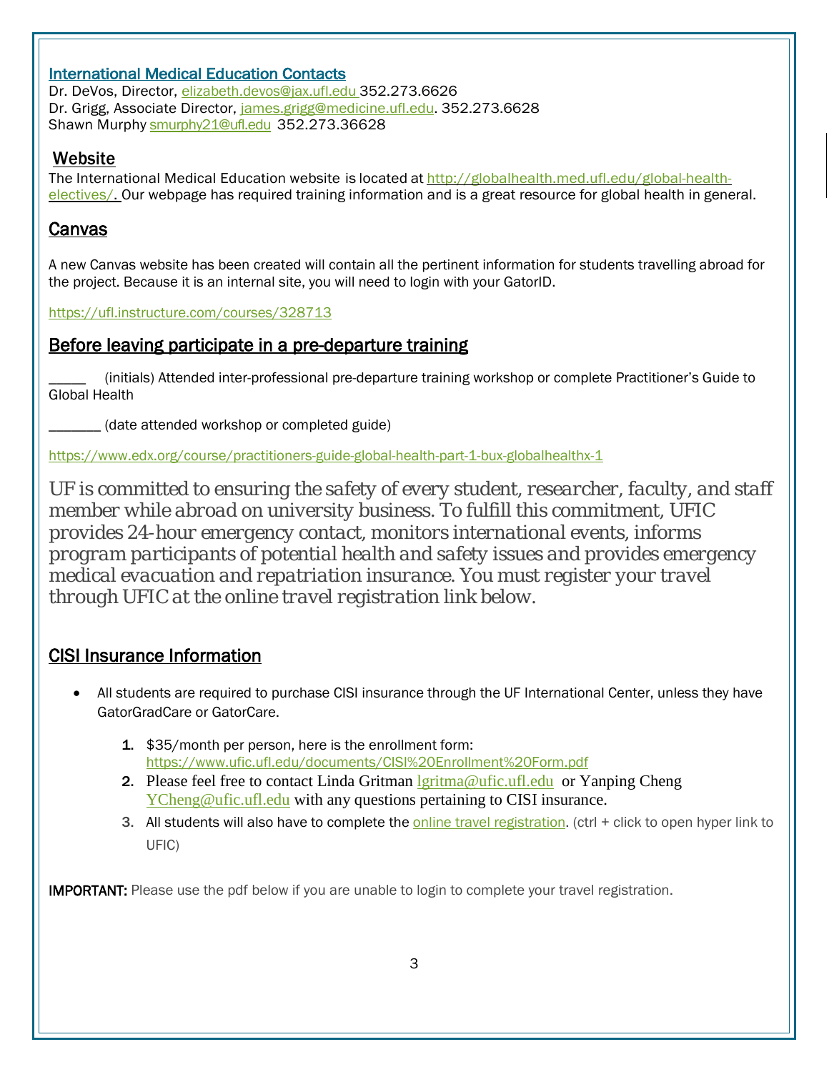## International Medical Education Contacts

Dr. DeVos, Director, elizabeth.devos@jax.ufl.edu 352.273.6626
Dr. Grigg, Associate Director, james.grigg@medicine.ufl.edu. 352.273.6628
Shawn Murphy smurphy21@ufl.edu 352.273.36628

## Website

The International Medical Education website is located at http://globalhealth.med.ufl.edu/global-health-electives/. Our webpage has required training information and is a great resource for global health in general.

## Canvas

A new Canvas website has been created will contain all the pertinent information for students travelling abroad for the project. Because it is an internal site, you will need to login with your GatorID.

https://ufl.instructure.com/courses/328713

## Before leaving participate in a pre-departure training

_____ (initials) Attended inter-professional pre-departure training workshop or complete Practitioner's Guide to Global Health

_______ (date attended workshop or completed guide)

https://www.edx.org/course/practitioners-guide-global-health-part-1-bux-globalhealthx-1

*UF is committed to ensuring the safety of every student, researcher, faculty, and staff member while abroad on university business. To fulfill this commitment, UFIC provides 24-hour emergency contact, monitors international events, informs program participants of potential health and safety issues and provides emergency medical evacuation and repatriation insurance. You must register your travel through UFIC at the online travel registration link below.*

## CISI Insurance Information

- All students are required to purchase CISI insurance through the UF International Center, unless they have GatorGradCare or GatorCare.

  1. $35/month per person, here is the enrollment form: https://www.ufic.ufl.edu/documents/CISI%20Enrollment%20Form.pdf
  2. Please feel free to contact Linda Gritman lgritma@ufic.ufl.edu or Yanping Cheng YCheng@ufic.ufl.edu with any questions pertaining to CISI insurance.
  3. All students will also have to complete the online travel registration. (ctrl + click to open hyper link to UFIC)

**IMPORTANT:** Please use the pdf below if you are unable to login to complete your travel registration.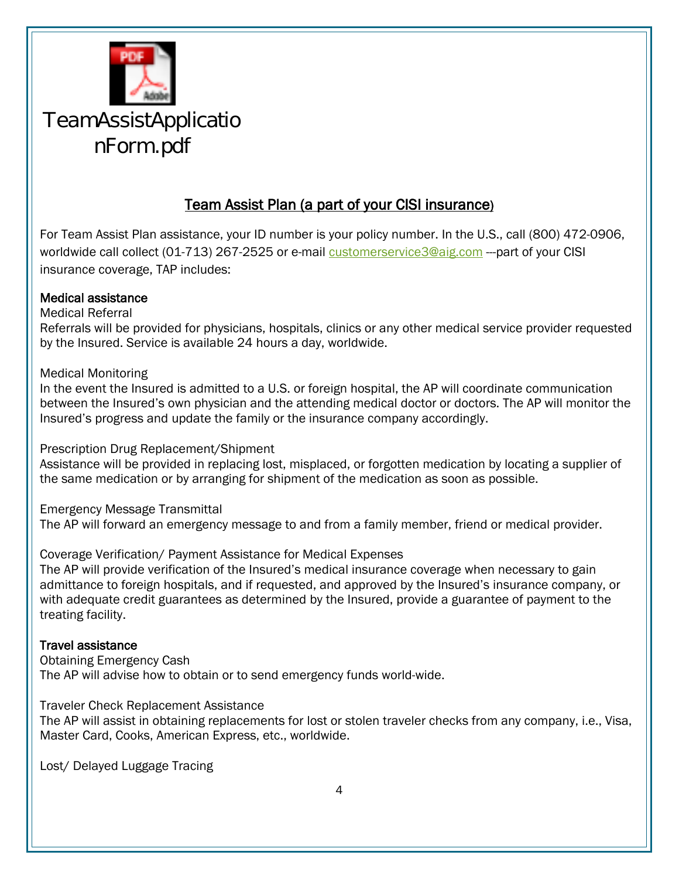TeamAssistApplicationForm.pdf

## Team Assist Plan (a part of your CISI insurance)

For Team Assist Plan assistance, your ID number is your policy number. In the U.S., call (800) 472-0906, worldwide call collect (01-713) 267-2525 or e-mail customerservice3@aig.com ---part of your CISI insurance coverage, TAP includes:

### Medical assistance

Medical Referral
Referrals will be provided for physicians, hospitals, clinics or any other medical service provider requested by the Insured. Service is available 24 hours a day, worldwide.

Medical Monitoring
In the event the Insured is admitted to a U.S. or foreign hospital, the AP will coordinate communication between the Insured's own physician and the attending medical doctor or doctors. The AP will monitor the Insured's progress and update the family or the insurance company accordingly.

Prescription Drug Replacement/Shipment
Assistance will be provided in replacing lost, misplaced, or forgotten medication by locating a supplier of the same medication or by arranging for shipment of the medication as soon as possible.

Emergency Message Transmittal
The AP will forward an emergency message to and from a family member, friend or medical provider.

Coverage Verification/ Payment Assistance for Medical Expenses
The AP will provide verification of the Insured's medical insurance coverage when necessary to gain admittance to foreign hospitals, and if requested, and approved by the Insured's insurance company, or with adequate credit guarantees as determined by the Insured, provide a guarantee of payment to the treating facility.

### Travel assistance

Obtaining Emergency Cash
The AP will advise how to obtain or to send emergency funds world-wide.

Traveler Check Replacement Assistance
The AP will assist in obtaining replacements for lost or stolen traveler checks from any company, i.e., Visa, Master Card, Cooks, American Express, etc., worldwide.

Lost/ Delayed Luggage Tracing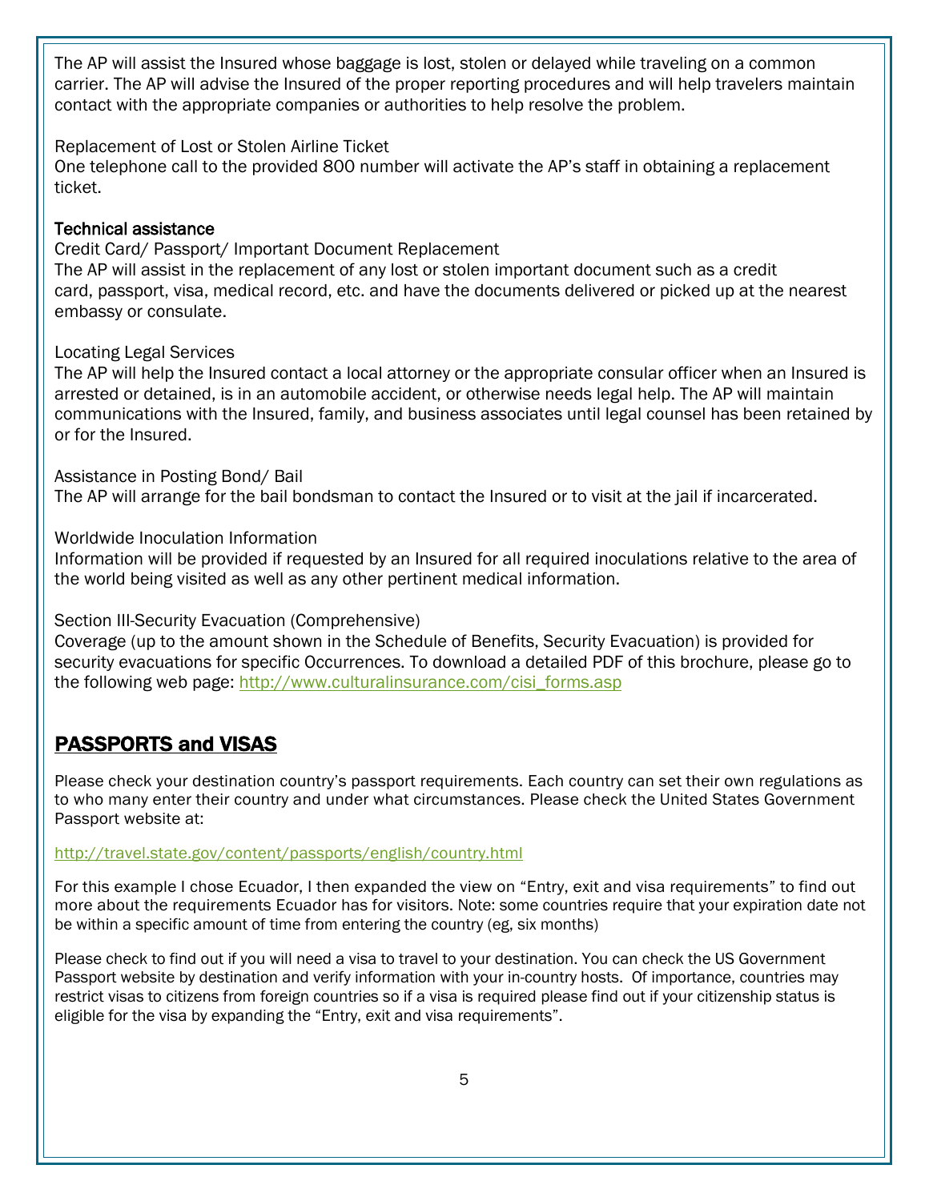The AP will assist the Insured whose baggage is lost, stolen or delayed while traveling on a common carrier. The AP will advise the Insured of the proper reporting procedures and will help travelers maintain contact with the appropriate companies or authorities to help resolve the problem.

Replacement of Lost or Stolen Airline Ticket
One telephone call to the provided 800 number will activate the AP's staff in obtaining a replacement ticket.

### Technical assistance

Credit Card/ Passport/ Important Document Replacement
The AP will assist in the replacement of any lost or stolen important document such as a credit card, passport, visa, medical record, etc. and have the documents delivered or picked up at the nearest embassy or consulate.

Locating Legal Services
The AP will help the Insured contact a local attorney or the appropriate consular officer when an Insured is arrested or detained, is in an automobile accident, or otherwise needs legal help. The AP will maintain communications with the Insured, family, and business associates until legal counsel has been retained by or for the Insured.

Assistance in Posting Bond/ Bail
The AP will arrange for the bail bondsman to contact the Insured or to visit at the jail if incarcerated.

Worldwide Inoculation Information
Information will be provided if requested by an Insured for all required inoculations relative to the area of the world being visited as well as any other pertinent medical information.

Section III-Security Evacuation (Comprehensive)
Coverage (up to the amount shown in the Schedule of Benefits, Security Evacuation) is provided for security evacuations for specific Occurrences. To download a detailed PDF of this brochure, please go to the following web page: http://www.culturalinsurance.com/cisi_forms.asp

## PASSPORTS and VISAS

Please check your destination country's passport requirements. Each country can set their own regulations as to who many enter their country and under what circumstances. Please check the United States Government Passport website at:

http://travel.state.gov/content/passports/english/country.html

For this example I chose Ecuador, I then expanded the view on "Entry, exit and visa requirements" to find out more about the requirements Ecuador has for visitors. Note: some countries require that your expiration date not be within a specific amount of time from entering the country (eg, six months)

Please check to find out if you will need a visa to travel to your destination. You can check the US Government Passport website by destination and verify information with your in-country hosts. Of importance, countries may restrict visas to citizens from foreign countries so if a visa is required please find out if your citizenship status is eligible for the visa by expanding the "Entry, exit and visa requirements".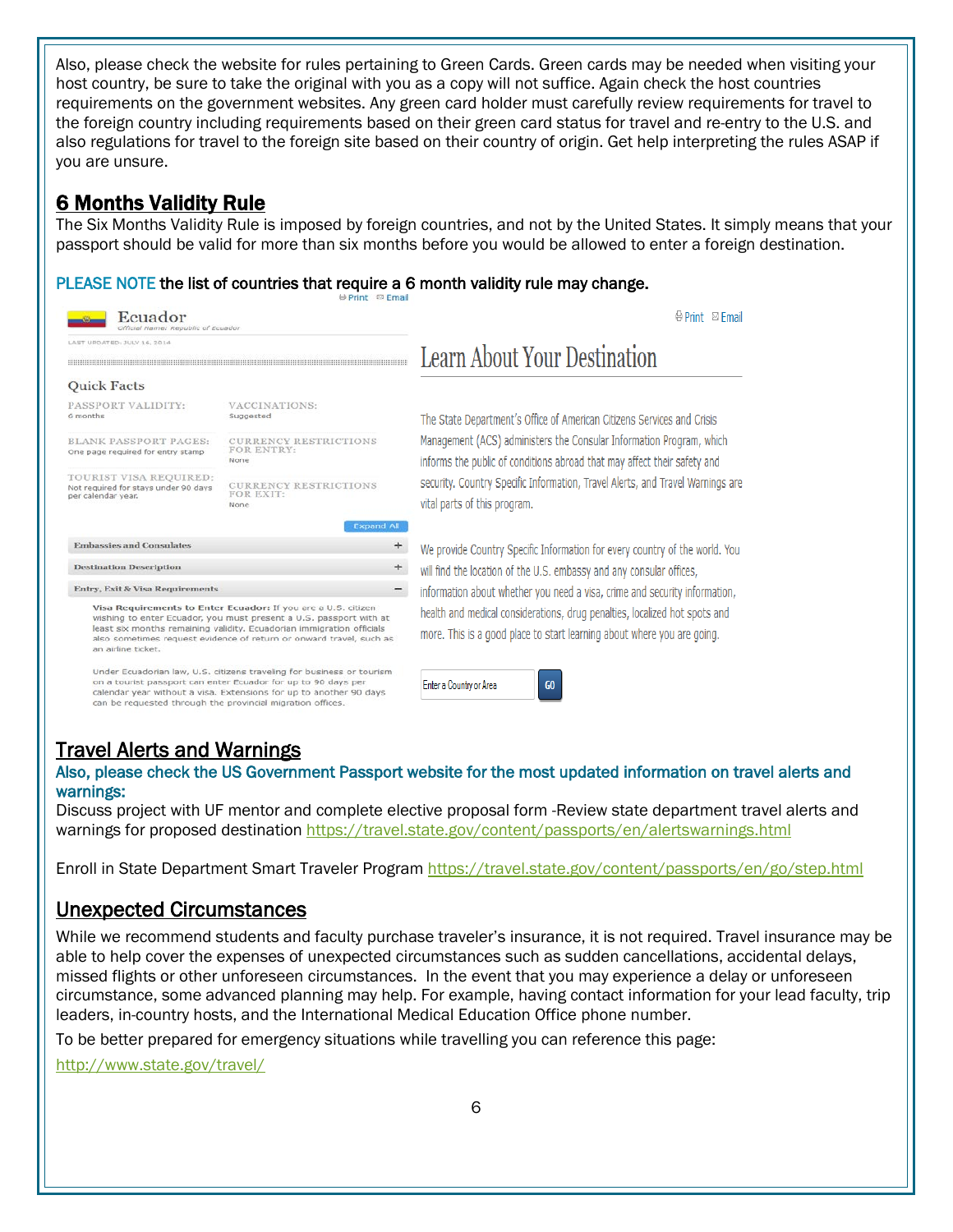Also, please check the website for rules pertaining to Green Cards. Green cards may be needed when visiting your host country, be sure to take the original with you as a copy will not suffice. Again check the host countries requirements on the government websites. Any green card holder must carefully review requirements for travel to the foreign country including requirements based on their green card status for travel and re-entry to the U.S. and also regulations for travel to the foreign site based on their country of origin. Get help interpreting the rules ASAP if you are unsure.

## 6 Months Validity Rule

The Six Months Validity Rule is imposed by foreign countries, and not by the United States. It simply means that your passport should be valid for more than six months before you would be allowed to enter a foreign destination.

**PLEASE NOTE the list of countries that require a 6 month validity rule may change.**

Ecuador
Official name: Republic of Ecuador

LAST UPDATED: JULY 16, 2014

Quick Facts

| PASSPORT VALIDITY: | VACCINATIONS: |
|---|---|
| 6 months | Suggested |
| **BLANK PASSPORT PAGES:** | **CURRENCY RESTRICTIONS FOR ENTRY:** |
| One page required for entry stamp | None |
| **TOURIST VISA REQUIRED:** | **CURRENCY RESTRICTIONS FOR EXIT:** |
| Not required for stays under 90 days per calendar year. | None |

Expand All

Embassies and Consulates +

Destination Description +

Entry, Exit & Visa Requirements −

**Visa Requirements to Enter Ecuador:** If you are a U.S. citizen wishing to enter Ecuador, you must present a U.S. passport with at least six months remaining validity. Ecuadorian immigration officials also sometimes request evidence of return or onward travel, such as an airline ticket.

Under Ecuadorian law, U.S. citizens traveling for business or tourism on a tourist passport can enter Ecuador for up to 90 days per calendar year without a visa. Extensions for up to another 90 days can be requested through the provincial migration offices.

Print Email

Learn About Your Destination

The State Department's Office of American Citizens Services and Crisis Management (ACS) administers the Consular Information Program, which informs the public of conditions abroad that may affect their safety and security. Country Specific Information, Travel Alerts, and Travel Warnings are vital parts of this program.

We provide Country Specific Information for every country of the world. You will find the location of the U.S. embassy and any consular offices, information about whether you need a visa, crime and security information, health and medical considerations, drug penalties, localized hot spots and more. This is a good place to start learning about where you are going.

Enter a Country or Area GO

## Travel Alerts and Warnings

**Also, please check the US Government Passport website for the most updated information on travel alerts and warnings:**

Discuss project with UF mentor and complete elective proposal form -Review state department travel alerts and warnings for proposed destination https://travel.state.gov/content/passports/en/alertswarnings.html

Enroll in State Department Smart Traveler Program https://travel.state.gov/content/passports/en/go/step.html

## Unexpected Circumstances

While we recommend students and faculty purchase traveler's insurance, it is not required. Travel insurance may be able to help cover the expenses of unexpected circumstances such as sudden cancellations, accidental delays, missed flights or other unforeseen circumstances. In the event that you may experience a delay or unforeseen circumstance, some advanced planning may help. For example, having contact information for your lead faculty, trip leaders, in-country hosts, and the International Medical Education Office phone number.

To be better prepared for emergency situations while travelling you can reference this page:

http://www.state.gov/travel/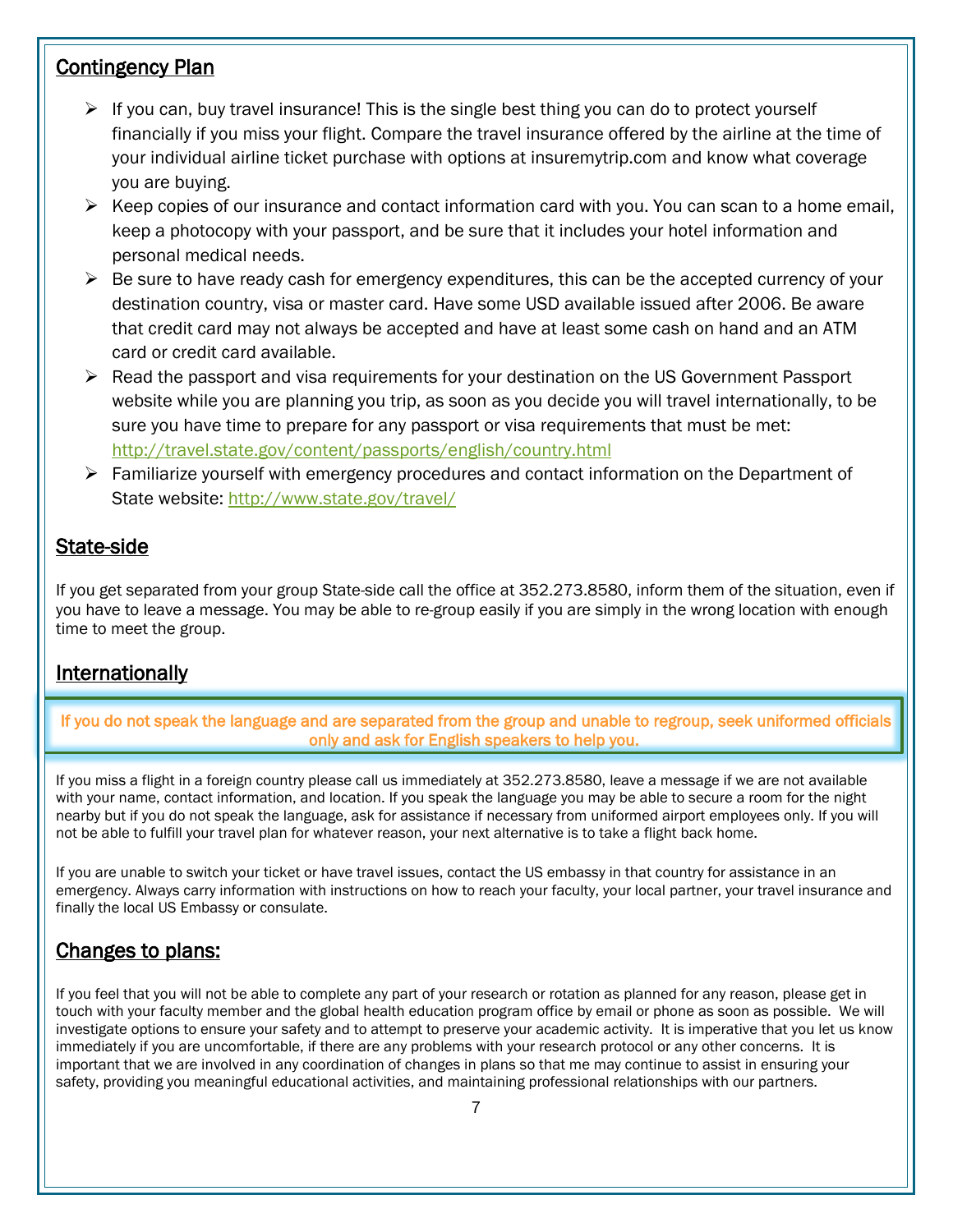## Contingency Plan

- If you can, buy travel insurance! This is the single best thing you can do to protect yourself financially if you miss your flight. Compare the travel insurance offered by the airline at the time of your individual airline ticket purchase with options at insuremytrip.com and know what coverage you are buying.
- Keep copies of our insurance and contact information card with you. You can scan to a home email, keep a photocopy with your passport, and be sure that it includes your hotel information and personal medical needs.
- Be sure to have ready cash for emergency expenditures, this can be the accepted currency of your destination country, visa or master card. Have some USD available issued after 2006. Be aware that credit card may not always be accepted and have at least some cash on hand and an ATM card or credit card available.
- Read the passport and visa requirements for your destination on the US Government Passport website while you are planning you trip, as soon as you decide you will travel internationally, to be sure you have time to prepare for any passport or visa requirements that must be met: http://travel.state.gov/content/passports/english/country.html
- Familiarize yourself with emergency procedures and contact information on the Department of State website: http://www.state.gov/travel/

## State-side

If you get separated from your group State-side call the office at 352.273.8580, inform them of the situation, even if you have to leave a message. You may be able to re-group easily if you are simply in the wrong location with enough time to meet the group.

## Internationally

**If you do not speak the language and are separated from the group and unable to regroup, seek uniformed officials only and ask for English speakers to help you.**

If you miss a flight in a foreign country please call us immediately at 352.273.8580, leave a message if we are not available with your name, contact information, and location. If you speak the language you may be able to secure a room for the night nearby but if you do not speak the language, ask for assistance if necessary from uniformed airport employees only. If you will not be able to fulfill your travel plan for whatever reason, your next alternative is to take a flight back home.

If you are unable to switch your ticket or have travel issues, contact the US embassy in that country for assistance in an emergency. Always carry information with instructions on how to reach your faculty, your local partner, your travel insurance and finally the local US Embassy or consulate.

## Changes to plans:

If you feel that you will not be able to complete any part of your research or rotation as planned for any reason, please get in touch with your faculty member and the global health education program office by email or phone as soon as possible. We will investigate options to ensure your safety and to attempt to preserve your academic activity. It is imperative that you let us know immediately if you are uncomfortable, if there are any problems with your research protocol or any other concerns. It is important that we are involved in any coordination of changes in plans so that me may continue to assist in ensuring your safety, providing you meaningful educational activities, and maintaining professional relationships with our partners.